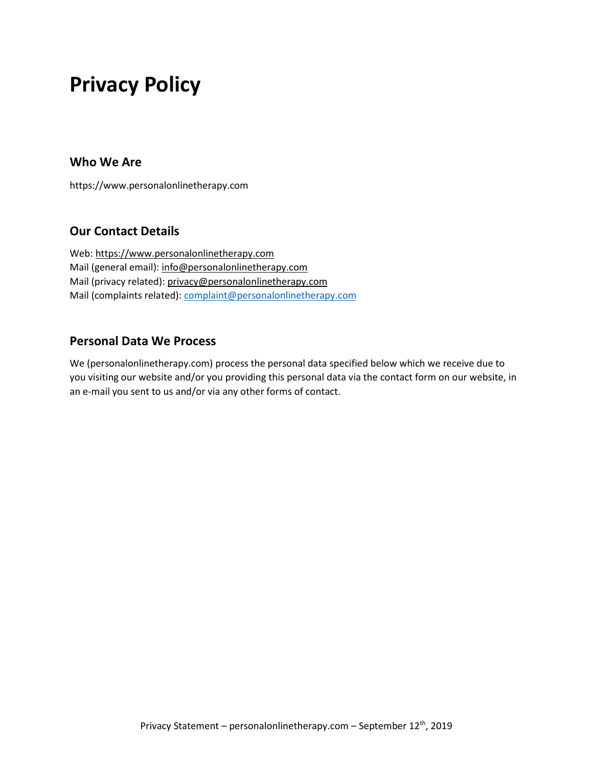# Privacy Policy

## Who We Are

https://www.personalonlinetherapy.com

## Our Contact Details

Web: https://www.personalonlinetherapy.com
Mail (general email): info@personalonlinetherapy.com
Mail (privacy related): privacy@personalonlinetherapy.com
Mail (complaints related): complaint@personalonlinetherapy.com

## Personal Data We Process

We (personalonlinetherapy.com) process the personal data specified below which we receive due to you visiting our website and/or you providing this personal data via the contact form on our website, in an e-mail you sent to us and/or via any other forms of contact.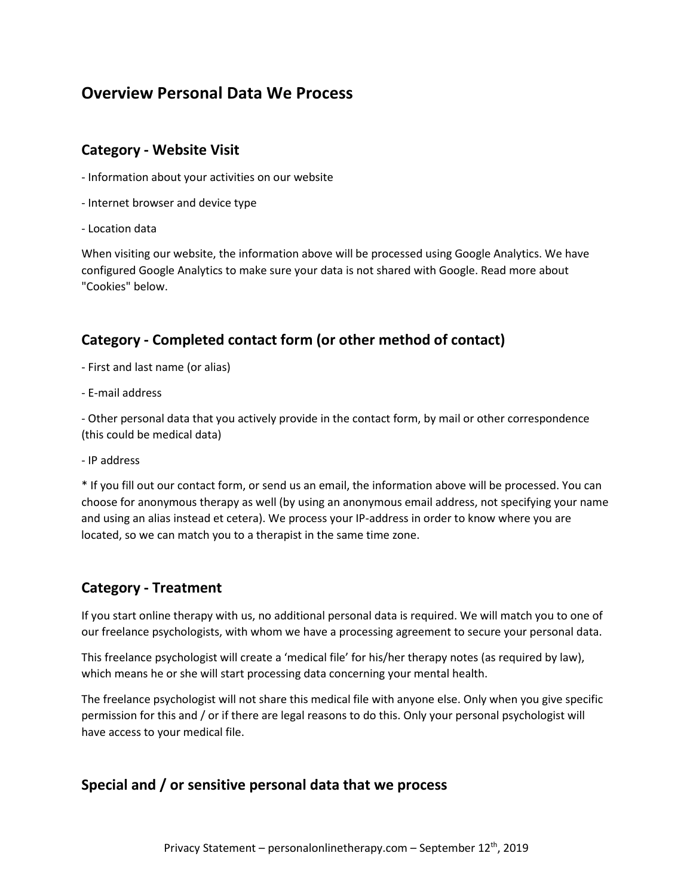## Overview Personal Data We Process

### Category - Website Visit

- Information about your activities on our website

- Internet browser and device type

- Location data

When visiting our website, the information above will be processed using Google Analytics. We have configured Google Analytics to make sure your data is not shared with Google. Read more about "Cookies" below.

### Category - Completed contact form (or other method of contact)

- First and last name (or alias)

- E-mail address

- Other personal data that you actively provide in the contact form, by mail or other correspondence (this could be medical data)

- IP address

* If you fill out our contact form, or send us an email, the information above will be processed. You can choose for anonymous therapy as well (by using an anonymous email address, not specifying your name and using an alias instead et cetera). We process your IP-address in order to know where you are located, so we can match you to a therapist in the same time zone.

### Category - Treatment

If you start online therapy with us, no additional personal data is required. We will match you to one of our freelance psychologists, with whom we have a processing agreement to secure your personal data.

This freelance psychologist will create a 'medical file' for his/her therapy notes (as required by law), which means he or she will start processing data concerning your mental health.

The freelance psychologist will not share this medical file with anyone else. Only when you give specific permission for this and / or if there are legal reasons to do this. Only your personal psychologist will have access to your medical file.

### Special and / or sensitive personal data that we process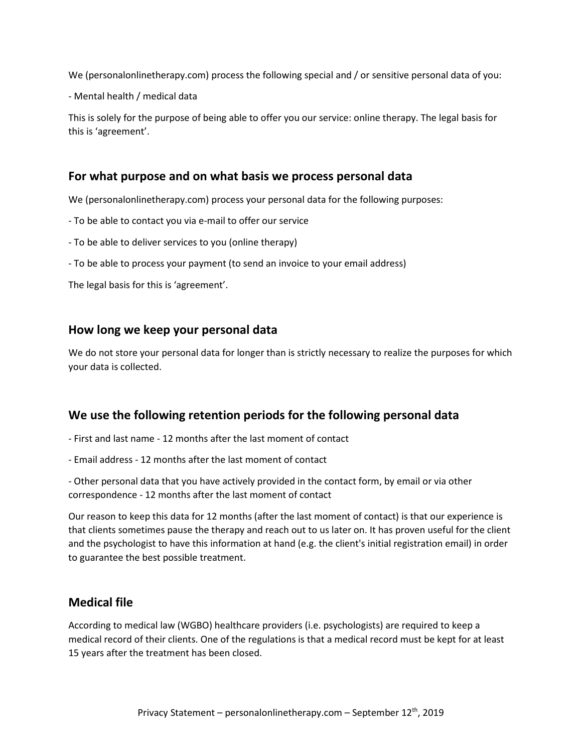We (personalonlinetherapy.com) process the following special and / or sensitive personal data of you:

- Mental health / medical data

This is solely for the purpose of being able to offer you our service: online therapy. The legal basis for this is 'agreement'.

## For what purpose and on what basis we process personal data

We (personalonlinetherapy.com) process your personal data for the following purposes:

- To be able to contact you via e-mail to offer our service
- To be able to deliver services to you (online therapy)
- To be able to process your payment (to send an invoice to your email address)

The legal basis for this is 'agreement'.

## How long we keep your personal data

We do not store your personal data for longer than is strictly necessary to realize the purposes for which your data is collected.

## We use the following retention periods for the following personal data

- First and last name - 12 months after the last moment of contact
- Email address - 12 months after the last moment of contact
- Other personal data that you have actively provided in the contact form, by email or via other correspondence - 12 months after the last moment of contact

Our reason to keep this data for 12 months (after the last moment of contact) is that our experience is that clients sometimes pause the therapy and reach out to us later on. It has proven useful for the client and the psychologist to have this information at hand (e.g. the client's initial registration email) in order to guarantee the best possible treatment.

## Medical file

According to medical law (WGBO) healthcare providers (i.e. psychologists) are required to keep a medical record of their clients. One of the regulations is that a medical record must be kept for at least 15 years after the treatment has been closed.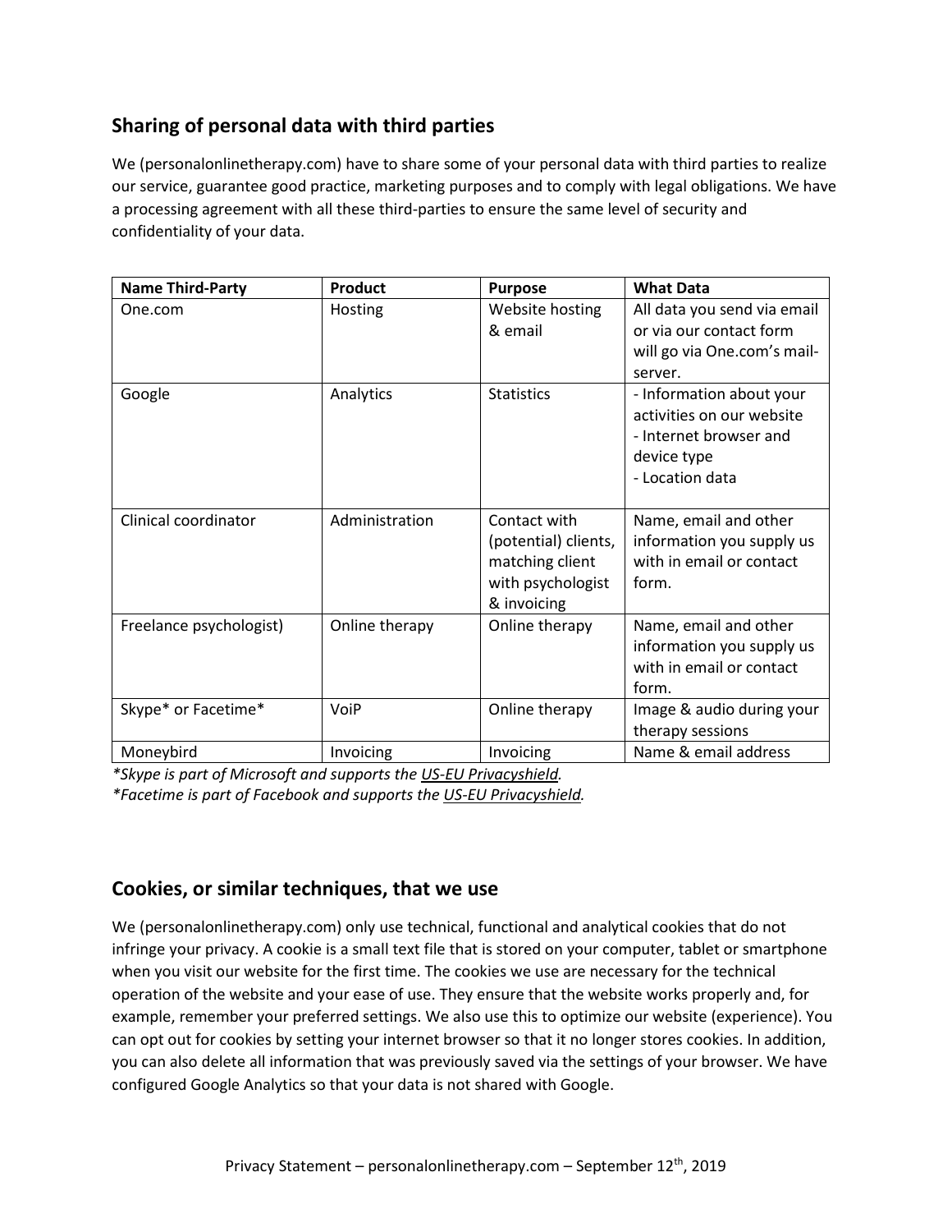## Sharing of personal data with third parties

We (personalonlinetherapy.com) have to share some of your personal data with third parties to realize our service, guarantee good practice, marketing purposes and to comply with legal obligations. We have a processing agreement with all these third-parties to ensure the same level of security and confidentiality of your data.

| Name Third-Party | Product | Purpose | What Data |
|---|---|---|---|
| One.com | Hosting | Website hosting & email | All data you send via email or via our contact form will go via One.com's mail-server. |
| Google | Analytics | Statistics | - Information about your activities on our website<br>- Internet browser and device type<br>- Location data |
| Clinical coordinator | Administration | Contact with (potential) clients, matching client with psychologist & invoicing | Name, email and other information you supply us with in email or contact form. |
| Freelance psychologist) | Online therapy | Online therapy | Name, email and other information you supply us with in email or contact form. |
| Skype* or Facetime* | VoiP | Online therapy | Image & audio during your therapy sessions |
| Moneybird | Invoicing | Invoicing | Name & email address |

*\*Skype is part of Microsoft and supports the US-EU Privacyshield.*
*\*Facetime is part of Facebook and supports the US-EU Privacyshield.*

## Cookies, or similar techniques, that we use

We (personalonlinetherapy.com) only use technical, functional and analytical cookies that do not infringe your privacy. A cookie is a small text file that is stored on your computer, tablet or smartphone when you visit our website for the first time. The cookies we use are necessary for the technical operation of the website and your ease of use. They ensure that the website works properly and, for example, remember your preferred settings. We also use this to optimize our website (experience). You can opt out for cookies by setting your internet browser so that it no longer stores cookies. In addition, you can also delete all information that was previously saved via the settings of your browser. We have configured Google Analytics so that your data is not shared with Google.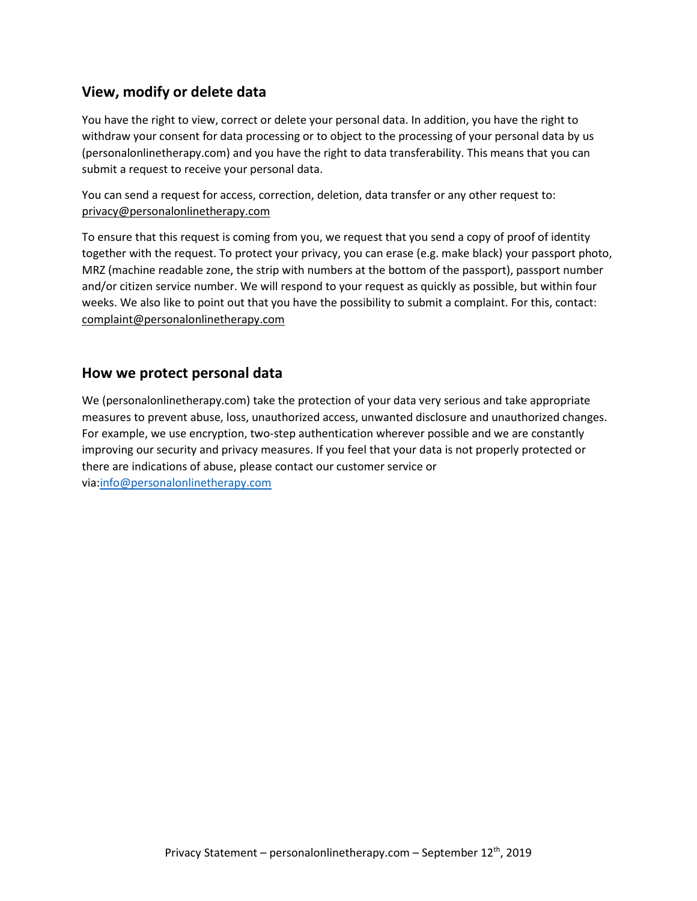## View, modify or delete data

You have the right to view, correct or delete your personal data. In addition, you have the right to withdraw your consent for data processing or to object to the processing of your personal data by us (personalonlinetherapy.com) and you have the right to data transferability. This means that you can submit a request to receive your personal data.

You can send a request for access, correction, deletion, data transfer or any other request to: privacy@personalonlinetherapy.com

To ensure that this request is coming from you, we request that you send a copy of proof of identity together with the request. To protect your privacy, you can erase (e.g. make black) your passport photo, MRZ (machine readable zone, the strip with numbers at the bottom of the passport), passport number and/or citizen service number. We will respond to your request as quickly as possible, but within four weeks. We also like to point out that you have the possibility to submit a complaint. For this, contact: complaint@personalonlinetherapy.com

## How we protect personal data

We (personalonlinetherapy.com) take the protection of your data very serious and take appropriate measures to prevent abuse, loss, unauthorized access, unwanted disclosure and unauthorized changes. For example, we use encryption, two-step authentication wherever possible and we are constantly improving our security and privacy measures. If you feel that your data is not properly protected or there are indications of abuse, please contact our customer service or via:info@personalonlinetherapy.com